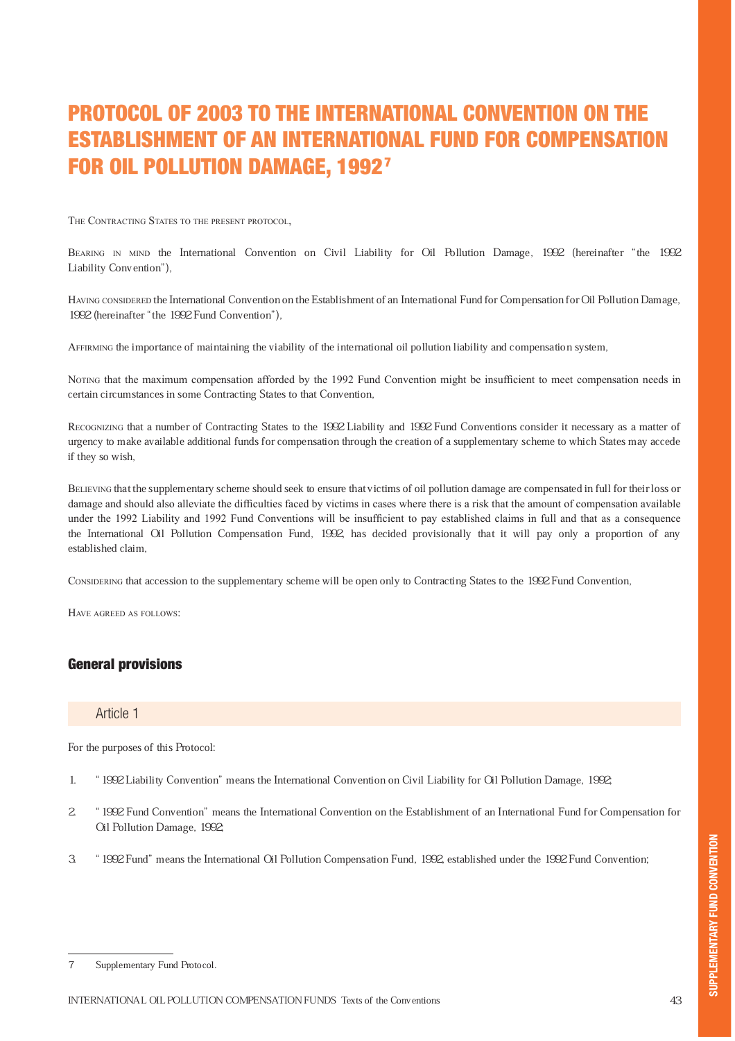# PROTOCOL OF 2003 TO THE INTERNATIONAL CONVENTION ON THE ESTABLISHMENT OF AN INTERNATIONAL FUND FOR COMPENSATION FOR OIL POLLUTION DAMAGE, 1992[7]

THE CONTRACTING STATES TO THE PRESENT PROTOCOL,

BEARING IN MIND the International Convention on Civil Liability for Oil Pollution Damage, 1992 (hereinafter "the 1992 Liability Convention"),

HAVING CONSIDERED the International Convention on the Establishment of an International Fund for Compensation for Oil Pollution Damage, 1992 (hereinafter "the 1992 Fund Convention"),

AFFIRMING the importance of maintaining the viability of the international oil pollution liability and compensation system,

NOTING that the maximum compensation afforded by the 1992 Fund Convention might be insufficient to meet compensation needs in certain circumstances in some Contracting States to that Convention,

RECOGNIZING that a number of Contracting States to the 1992 Liability and 1992 Fund Conventions consider it necessary as a matter of urgency to make available additional funds for compensation through the creation of a supplementary scheme to which States may accede if they so wish,

BELIEVING that the supplementary scheme should seek to ensure that victims of oil pollution damage are compensated in full for their loss or damage and should also alleviate the difficulties faced by victims in cases where there is a risk that the amount of compensation available under the 1992 Liability and 1992 Fund Conventions will be insufficient to pay established claims in full and that as a consequence the International Oil Pollution Compensation Fund, 1992, has decided provisionally that it will pay only a proportion of any established claim,

CONSIDERING that accession to the supplementary scheme will be open only to Contracting States to the 1992 Fund Convention,

HAVE AGREED AS FOLLOWS:

## General provisions

### Article 1

For the purposes of this Protocol:

1. "1992 Liability Convention" means the International Convention on Civil Liability for Oil Pollution Damage, 1992;
2. "1992 Fund Convention" means the International Convention on the Establishment of an International Fund for Compensation for Oil Pollution Damage, 1992;
3. "1992 Fund" means the International Oil Pollution Compensation Fund, 1992, established under the 1992 Fund Convention;

---

[7] Supplementary Fund Protocol.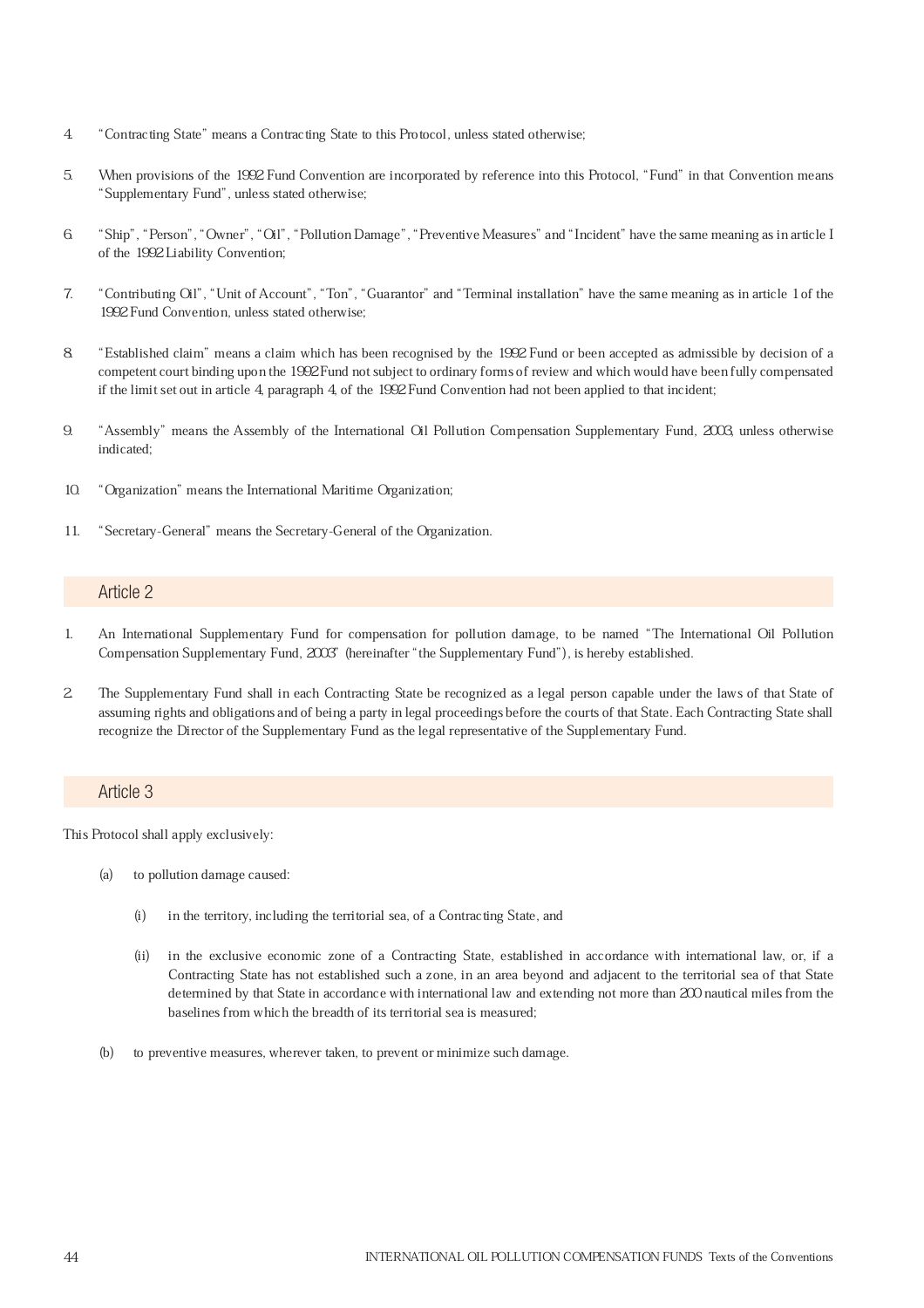4. "Contracting State" means a Contracting State to this Protocol, unless stated otherwise;

5. When provisions of the 1992 Fund Convention are incorporated by reference into this Protocol, "Fund" in that Convention means "Supplementary Fund", unless stated otherwise;

6. "Ship", "Person", "Owner", "Oil", "Pollution Damage", "Preventive Measures" and "Incident" have the same meaning as in article I of the 1992 Liability Convention;

7. "Contributing Oil", "Unit of Account", "Ton", "Guarantor" and "Terminal installation" have the same meaning as in article 1 of the 1992 Fund Convention, unless stated otherwise;

8. "Established claim" means a claim which has been recognised by the 1992 Fund or been accepted as admissible by decision of a competent court binding upon the 1992 Fund not subject to ordinary forms of review and which would have been fully compensated if the limit set out in article 4, paragraph 4, of the 1992 Fund Convention had not been applied to that incident;

9. "Assembly" means the Assembly of the International Oil Pollution Compensation Supplementary Fund, 2003, unless otherwise indicated;

10. "Organization" means the International Maritime Organization;

11. "Secretary-General" means the Secretary-General of the Organization.

## Article 2

1. An International Supplementary Fund for compensation for pollution damage, to be named "The International Oil Pollution Compensation Supplementary Fund, 2003" (hereinafter "the Supplementary Fund"), is hereby established.

2. The Supplementary Fund shall in each Contracting State be recognized as a legal person capable under the laws of that State of assuming rights and obligations and of being a party in legal proceedings before the courts of that State. Each Contracting State shall recognize the Director of the Supplementary Fund as the legal representative of the Supplementary Fund.

## Article 3

This Protocol shall apply exclusively:

(a) to pollution damage caused:

  (i) in the territory, including the territorial sea, of a Contracting State, and

  (ii) in the exclusive economic zone of a Contracting State, established in accordance with international law, or, if a Contracting State has not established such a zone, in an area beyond and adjacent to the territorial sea of that State determined by that State in accordance with international law and extending not more than 200 nautical miles from the baselines from which the breadth of its territorial sea is measured;

(b) to preventive measures, wherever taken, to prevent or minimize such damage.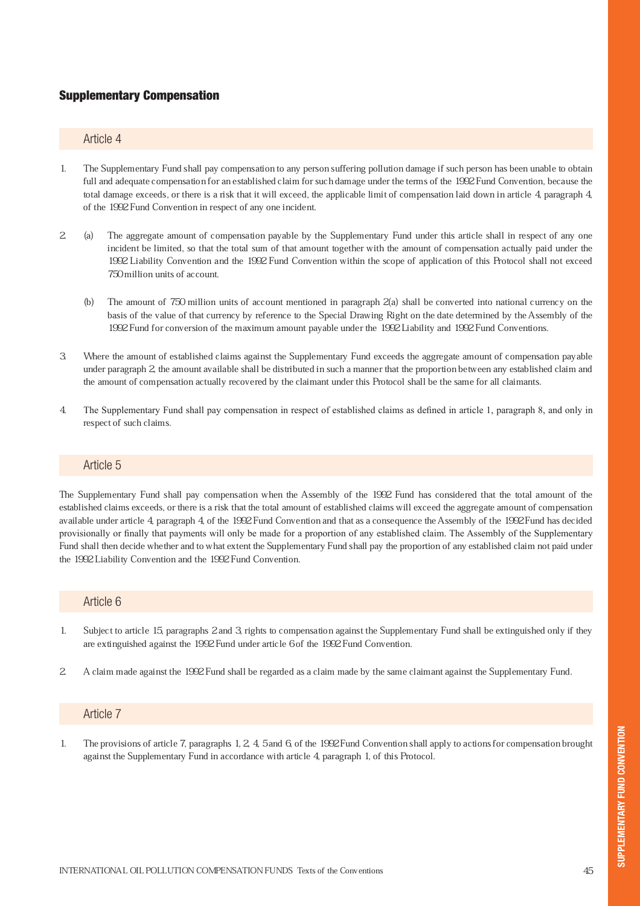## Supplementary Compensation

### Article 4

1. The Supplementary Fund shall pay compensation to any person suffering pollution damage if such person has been unable to obtain full and adequate compensation for an established claim for such damage under the terms of the 1992 Fund Convention, because the total damage exceeds, or there is a risk that it will exceed, the applicable limit of compensation laid down in article 4, paragraph 4, of the 1992 Fund Convention in respect of any one incident.

2. (a) The aggregate amount of compensation payable by the Supplementary Fund under this article shall in respect of any one incident be limited, so that the total sum of that amount together with the amount of compensation actually paid under the 1992 Liability Convention and the 1992 Fund Convention within the scope of application of this Protocol shall not exceed 750 million units of account.

   (b) The amount of 750 million units of account mentioned in paragraph 2(a) shall be converted into national currency on the basis of the value of that currency by reference to the Special Drawing Right on the date determined by the Assembly of the 1992 Fund for conversion of the maximum amount payable under the 1992 Liability and 1992 Fund Conventions.

3. Where the amount of established claims against the Supplementary Fund exceeds the aggregate amount of compensation payable under paragraph 2, the amount available shall be distributed in such a manner that the proportion between any established claim and the amount of compensation actually recovered by the claimant under this Protocol shall be the same for all claimants.

4. The Supplementary Fund shall pay compensation in respect of established claims as defined in article 1, paragraph 8, and only in respect of such claims.

### Article 5

The Supplementary Fund shall pay compensation when the Assembly of the 1992 Fund has considered that the total amount of the established claims exceeds, or there is a risk that the total amount of established claims will exceed the aggregate amount of compensation available under article 4, paragraph 4, of the 1992 Fund Convention and that as a consequence the Assembly of the 1992 Fund has decided provisionally or finally that payments will only be made for a proportion of any established claim. The Assembly of the Supplementary Fund shall then decide whether and to what extent the Supplementary Fund shall pay the proportion of any established claim not paid under the 1992 Liability Convention and the 1992 Fund Convention.

### Article 6

1. Subject to article 15, paragraphs 2 and 3, rights to compensation against the Supplementary Fund shall be extinguished only if they are extinguished against the 1992 Fund under article 6 of the 1992 Fund Convention.

2. A claim made against the 1992 Fund shall be regarded as a claim made by the same claimant against the Supplementary Fund.

### Article 7

1. The provisions of article 7, paragraphs 1, 2, 4, 5 and 6, of the 1992 Fund Convention shall apply to actions for compensation brought against the Supplementary Fund in accordance with article 4, paragraph 1, of this Protocol.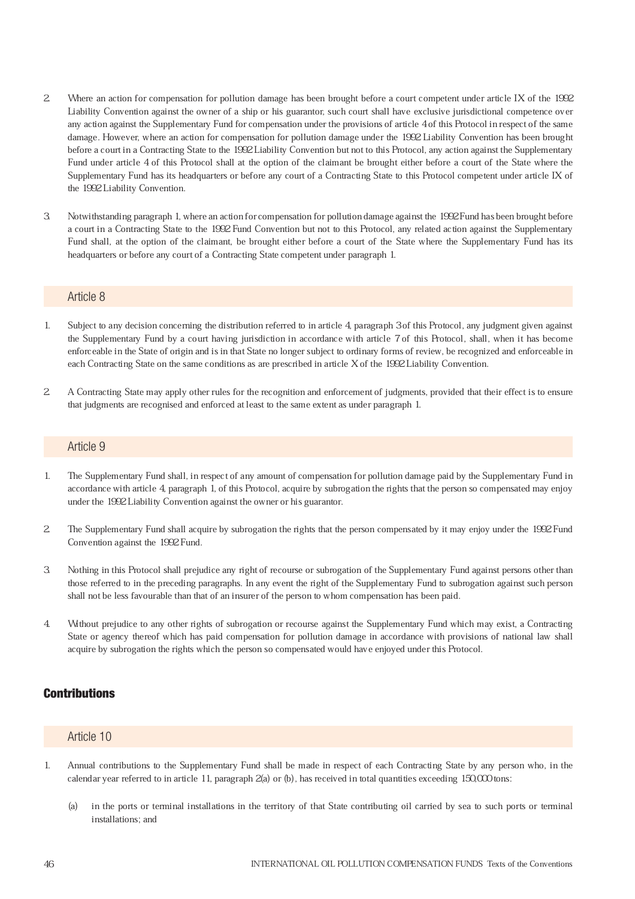2. Where an action for compensation for pollution damage has been brought before a court competent under article IX of the 1992 Liability Convention against the owner of a ship or his guarantor, such court shall have exclusive jurisdictional competence over any action against the Supplementary Fund for compensation under the provisions of article 4 of this Protocol in respect of the same damage. However, where an action for compensation for pollution damage under the 1992 Liability Convention has been brought before a court in a Contracting State to the 1992 Liability Convention but not to this Protocol, any action against the Supplementary Fund under article 4 of this Protocol shall at the option of the claimant be brought either before a court of the State where the Supplementary Fund has its headquarters or before any court of a Contracting State to this Protocol competent under article IX of the 1992 Liability Convention.

3. Notwithstanding paragraph 1, where an action for compensation for pollution damage against the 1992 Fund has been brought before a court in a Contracting State to the 1992 Fund Convention but not to this Protocol, any related action against the Supplementary Fund shall, at the option of the claimant, be brought either before a court of the State where the Supplementary Fund has its headquarters or before any court of a Contracting State competent under paragraph 1.

### Article 8

1. Subject to any decision concerning the distribution referred to in article 4, paragraph 3 of this Protocol, any judgment given against the Supplementary Fund by a court having jurisdiction in accordance with article 7 of this Protocol, shall, when it has become enforceable in the State of origin and is in that State no longer subject to ordinary forms of review, be recognized and enforceable in each Contracting State on the same conditions as are prescribed in article X of the 1992 Liability Convention.

2. A Contracting State may apply other rules for the recognition and enforcement of judgments, provided that their effect is to ensure that judgments are recognised and enforced at least to the same extent as under paragraph 1.

### Article 9

1. The Supplementary Fund shall, in respect of any amount of compensation for pollution damage paid by the Supplementary Fund in accordance with article 4, paragraph 1, of this Protocol, acquire by subrogation the rights that the person so compensated may enjoy under the 1992 Liability Convention against the owner or his guarantor.

2. The Supplementary Fund shall acquire by subrogation the rights that the person compensated by it may enjoy under the 1992 Fund Convention against the 1992 Fund.

3. Nothing in this Protocol shall prejudice any right of recourse or subrogation of the Supplementary Fund against persons other than those referred to in the preceding paragraphs. In any event the right of the Supplementary Fund to subrogation against such person shall not be less favourable than that of an insurer of the person to whom compensation has been paid.

4. Without prejudice to any other rights of subrogation or recourse against the Supplementary Fund which may exist, a Contracting State or agency thereof which has paid compensation for pollution damage in accordance with provisions of national law shall acquire by subrogation the rights which the person so compensated would have enjoyed under this Protocol.

## Contributions

### Article 10

1. Annual contributions to the Supplementary Fund shall be made in respect of each Contracting State by any person who, in the calendar year referred to in article 11, paragraph 2(a) or (b), has received in total quantities exceeding 150,000 tons:

   (a) in the ports or terminal installations in the territory of that State contributing oil carried by sea to such ports or terminal installations; and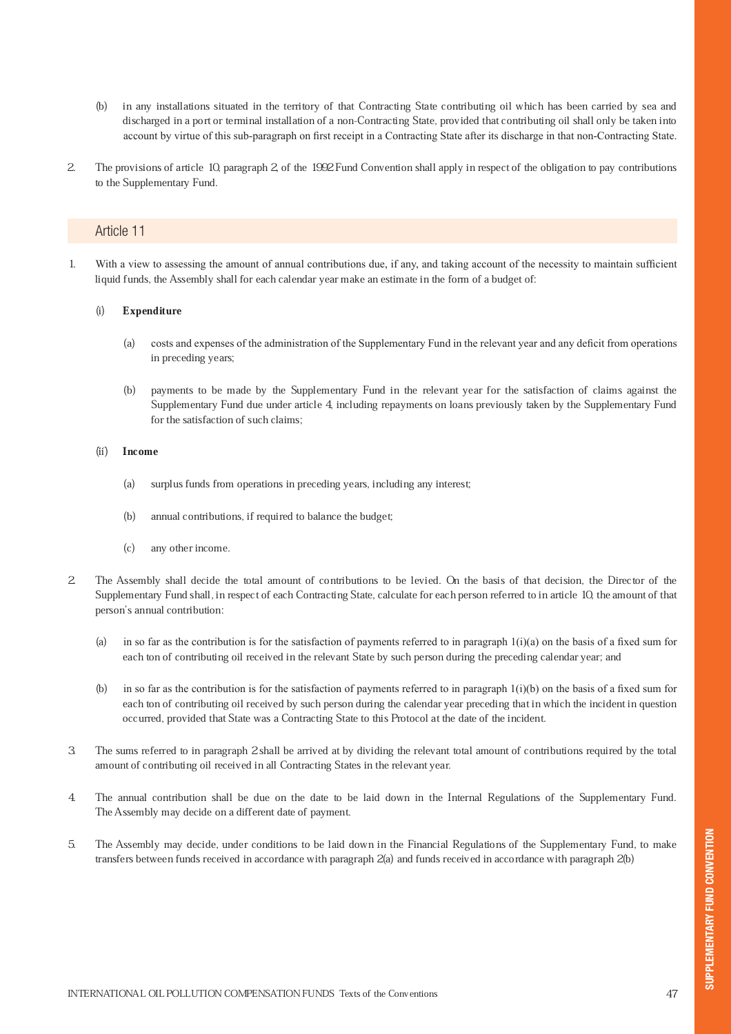(b) in any installations situated in the territory of that Contracting State contributing oil which has been carried by sea and discharged in a port or terminal installation of a non-Contracting State, provided that contributing oil shall only be taken into account by virtue of this sub-paragraph on first receipt in a Contracting State after its discharge in that non-Contracting State.

2. The provisions of article 10, paragraph 2, of the 1992 Fund Convention shall apply in respect of the obligation to pay contributions to the Supplementary Fund.

## Article 11

1. With a view to assessing the amount of annual contributions due, if any, and taking account of the necessity to maintain sufficient liquid funds, the Assembly shall for each calendar year make an estimate in the form of a budget of:

   (i) **Expenditure**

   (a) costs and expenses of the administration of the Supplementary Fund in the relevant year and any deficit from operations in preceding years;

   (b) payments to be made by the Supplementary Fund in the relevant year for the satisfaction of claims against the Supplementary Fund due under article 4, including repayments on loans previously taken by the Supplementary Fund for the satisfaction of such claims;

   (ii) **Income**

   (a) surplus funds from operations in preceding years, including any interest;

   (b) annual contributions, if required to balance the budget;

   (c) any other income.

2. The Assembly shall decide the total amount of contributions to be levied. On the basis of that decision, the Director of the Supplementary Fund shall, in respect of each Contracting State, calculate for each person referred to in article 10, the amount of that person's annual contribution:

   (a) in so far as the contribution is for the satisfaction of payments referred to in paragraph 1(i)(a) on the basis of a fixed sum for each ton of contributing oil received in the relevant State by such person during the preceding calendar year; and

   (b) in so far as the contribution is for the satisfaction of payments referred to in paragraph 1(i)(b) on the basis of a fixed sum for each ton of contributing oil received by such person during the calendar year preceding that in which the incident in question occurred, provided that State was a Contracting State to this Protocol at the date of the incident.

3. The sums referred to in paragraph 2 shall be arrived at by dividing the relevant total amount of contributions required by the total amount of contributing oil received in all Contracting States in the relevant year.

4. The annual contribution shall be due on the date to be laid down in the Internal Regulations of the Supplementary Fund. The Assembly may decide on a different date of payment.

5. The Assembly may decide, under conditions to be laid down in the Financial Regulations of the Supplementary Fund, to make transfers between funds received in accordance with paragraph 2(a) and funds received in accordance with paragraph 2(b)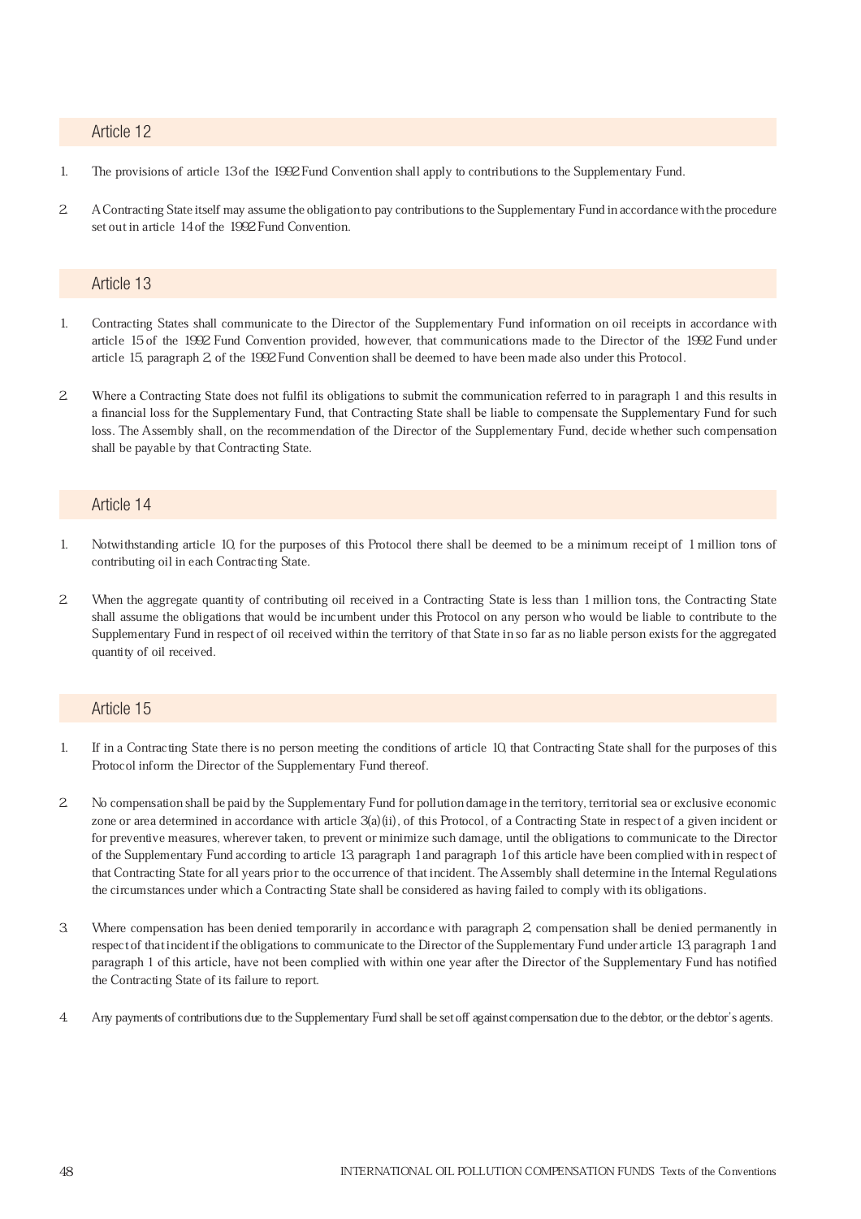## Article 12

1. The provisions of article 13 of the 1992 Fund Convention shall apply to contributions to the Supplementary Fund.

2. A Contracting State itself may assume the obligation to pay contributions to the Supplementary Fund in accordance with the procedure set out in article 14 of the 1992 Fund Convention.

## Article 13

1. Contracting States shall communicate to the Director of the Supplementary Fund information on oil receipts in accordance with article 15 of the 1992 Fund Convention provided, however, that communications made to the Director of the 1992 Fund under article 15, paragraph 2, of the 1992 Fund Convention shall be deemed to have been made also under this Protocol.

2. Where a Contracting State does not fulfil its obligations to submit the communication referred to in paragraph 1 and this results in a financial loss for the Supplementary Fund, that Contracting State shall be liable to compensate the Supplementary Fund for such loss. The Assembly shall, on the recommendation of the Director of the Supplementary Fund, decide whether such compensation shall be payable by that Contracting State.

## Article 14

1. Notwithstanding article 10, for the purposes of this Protocol there shall be deemed to be a minimum receipt of 1 million tons of contributing oil in each Contracting State.

2. When the aggregate quantity of contributing oil received in a Contracting State is less than 1 million tons, the Contracting State shall assume the obligations that would be incumbent under this Protocol on any person who would be liable to contribute to the Supplementary Fund in respect of oil received within the territory of that State in so far as no liable person exists for the aggregated quantity of oil received.

## Article 15

1. If in a Contracting State there is no person meeting the conditions of article 10, that Contracting State shall for the purposes of this Protocol inform the Director of the Supplementary Fund thereof.

2. No compensation shall be paid by the Supplementary Fund for pollution damage in the territory, territorial sea or exclusive economic zone or area determined in accordance with article 3(a)(ii), of this Protocol, of a Contracting State in respect of a given incident or for preventive measures, wherever taken, to prevent or minimize such damage, until the obligations to communicate to the Director of the Supplementary Fund according to article 13, paragraph 1 and paragraph 1 of this article have been complied with in respect of that Contracting State for all years prior to the occurrence of that incident. The Assembly shall determine in the Internal Regulations the circumstances under which a Contracting State shall be considered as having failed to comply with its obligations.

3. Where compensation has been denied temporarily in accordance with paragraph 2, compensation shall be denied permanently in respect of that incident if the obligations to communicate to the Director of the Supplementary Fund under article 13, paragraph 1 and paragraph 1 of this article, have not been complied with within one year after the Director of the Supplementary Fund has notified the Contracting State of its failure to report.

4. Any payments of contributions due to the Supplementary Fund shall be set off against compensation due to the debtor, or the debtor's agents.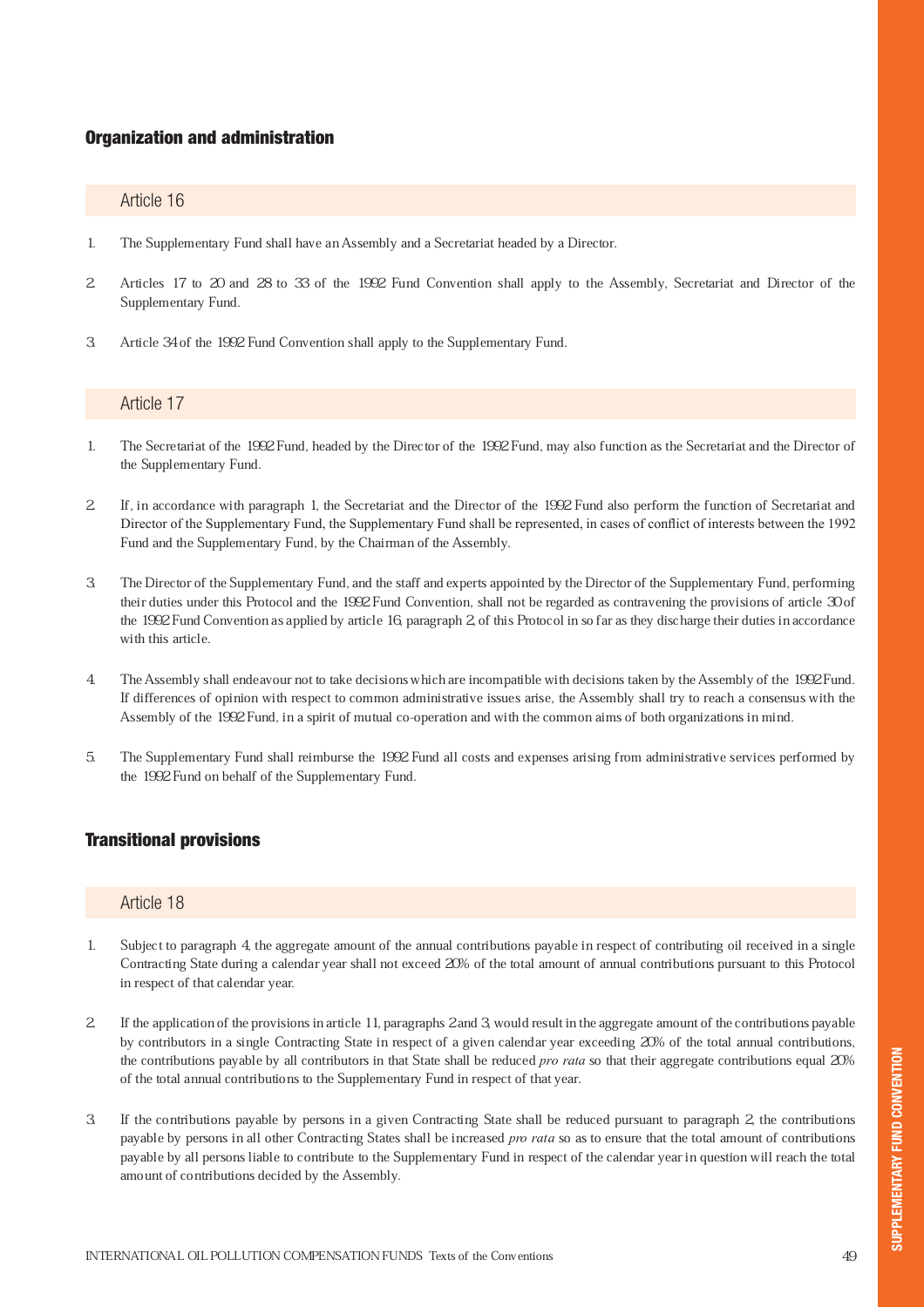## Organization and administration

### Article 16

1. The Supplementary Fund shall have an Assembly and a Secretariat headed by a Director.

2. Articles 17 to 20 and 28 to 33 of the 1992 Fund Convention shall apply to the Assembly, Secretariat and Director of the Supplementary Fund.

3. Article 34 of the 1992 Fund Convention shall apply to the Supplementary Fund.

### Article 17

1. The Secretariat of the 1992 Fund, headed by the Director of the 1992 Fund, may also function as the Secretariat and the Director of the Supplementary Fund.

2. If, in accordance with paragraph 1, the Secretariat and the Director of the 1992 Fund also perform the function of Secretariat and Director of the Supplementary Fund, the Supplementary Fund shall be represented, in cases of conflict of interests between the 1992 Fund and the Supplementary Fund, by the Chairman of the Assembly.

3. The Director of the Supplementary Fund, and the staff and experts appointed by the Director of the Supplementary Fund, performing their duties under this Protocol and the 1992 Fund Convention, shall not be regarded as contravening the provisions of article 30 of the 1992 Fund Convention as applied by article 16, paragraph 2, of this Protocol in so far as they discharge their duties in accordance with this article.

4. The Assembly shall endeavour not to take decisions which are incompatible with decisions taken by the Assembly of the 1992 Fund. If differences of opinion with respect to common administrative issues arise, the Assembly shall try to reach a consensus with the Assembly of the 1992 Fund, in a spirit of mutual co-operation and with the common aims of both organizations in mind.

5. The Supplementary Fund shall reimburse the 1992 Fund all costs and expenses arising from administrative services performed by the 1992 Fund on behalf of the Supplementary Fund.

## Transitional provisions

### Article 18

1. Subject to paragraph 4, the aggregate amount of the annual contributions payable in respect of contributing oil received in a single Contracting State during a calendar year shall not exceed 20% of the total amount of annual contributions pursuant to this Protocol in respect of that calendar year.

2. If the application of the provisions in article 11, paragraphs 2 and 3, would result in the aggregate amount of the contributions payable by contributors in a single Contracting State in respect of a given calendar year exceeding 20% of the total annual contributions, the contributions payable by all contributors in that State shall be reduced *pro rata* so that their aggregate contributions equal 20% of the total annual contributions to the Supplementary Fund in respect of that year.

3. If the contributions payable by persons in a given Contracting State shall be reduced pursuant to paragraph 2, the contributions payable by persons in all other Contracting States shall be increased *pro rata* so as to ensure that the total amount of contributions payable by all persons liable to contribute to the Supplementary Fund in respect of the calendar year in question will reach the total amount of contributions decided by the Assembly.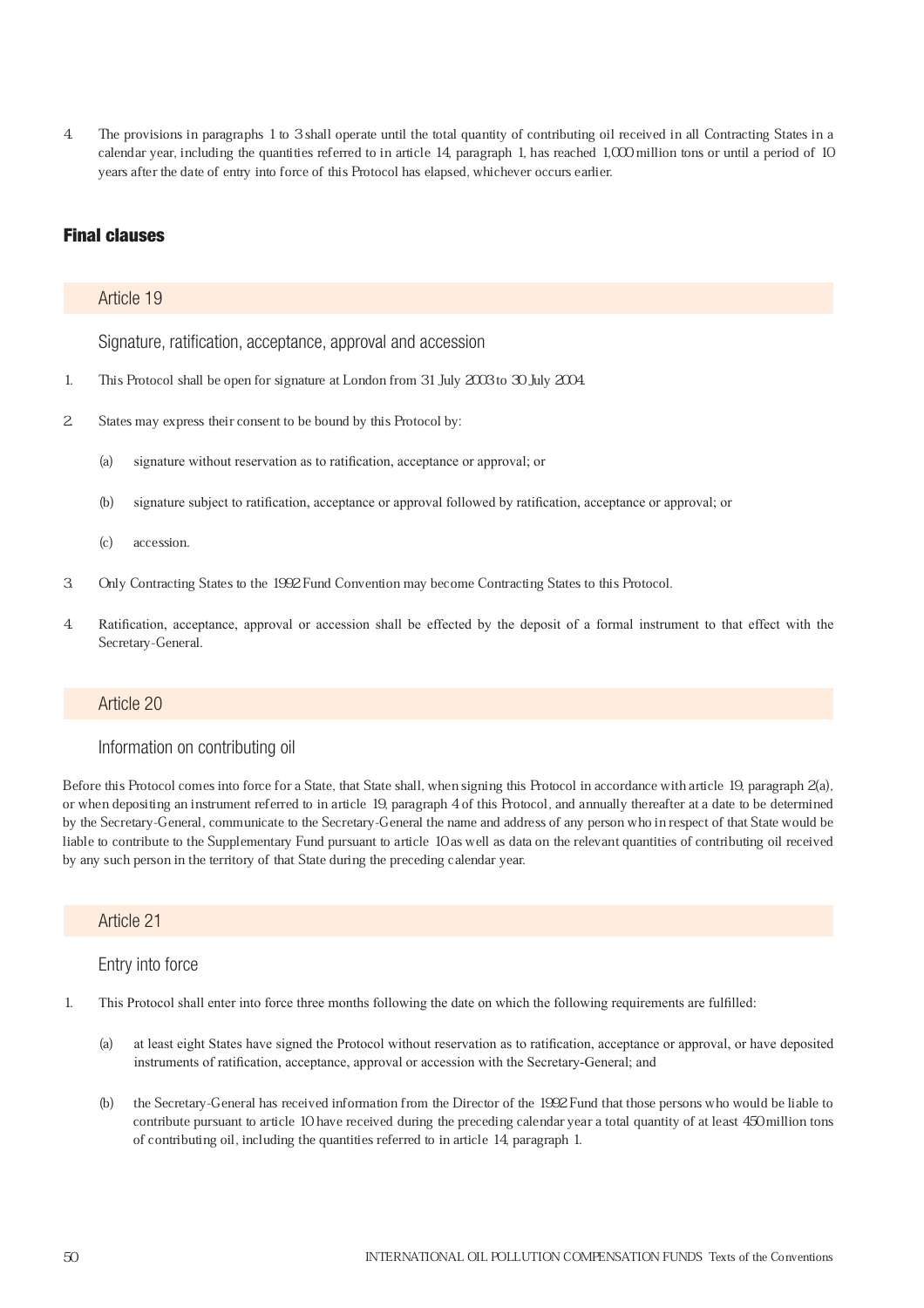4. The provisions in paragraphs 1 to 3 shall operate until the total quantity of contributing oil received in all Contracting States in a calendar year, including the quantities referred to in article 14, paragraph 1, has reached 1,000 million tons or until a period of 10 years after the date of entry into force of this Protocol has elapsed, whichever occurs earlier.

## Final clauses

### Article 19

#### Signature, ratification, acceptance, approval and accession

1. This Protocol shall be open for signature at London from 31 July 2003 to 30 July 2004.

2. States may express their consent to be bound by this Protocol by:

   (a) signature without reservation as to ratification, acceptance or approval; or

   (b) signature subject to ratification, acceptance or approval followed by ratification, acceptance or approval; or

   (c) accession.

3. Only Contracting States to the 1992 Fund Convention may become Contracting States to this Protocol.

4. Ratification, acceptance, approval or accession shall be effected by the deposit of a formal instrument to that effect with the Secretary-General.

### Article 20

#### Information on contributing oil

Before this Protocol comes into force for a State, that State shall, when signing this Protocol in accordance with article 19, paragraph 2(a), or when depositing an instrument referred to in article 19, paragraph 4 of this Protocol, and annually thereafter at a date to be determined by the Secretary-General, communicate to the Secretary-General the name and address of any person who in respect of that State would be liable to contribute to the Supplementary Fund pursuant to article 10 as well as data on the relevant quantities of contributing oil received by any such person in the territory of that State during the preceding calendar year.

### Article 21

#### Entry into force

1. This Protocol shall enter into force three months following the date on which the following requirements are fulfilled:

   (a) at least eight States have signed the Protocol without reservation as to ratification, acceptance or approval, or have deposited instruments of ratification, acceptance, approval or accession with the Secretary-General; and

   (b) the Secretary-General has received information from the Director of the 1992 Fund that those persons who would be liable to contribute pursuant to article 10 have received during the preceding calendar year a total quantity of at least 450 million tons of contributing oil, including the quantities referred to in article 14, paragraph 1.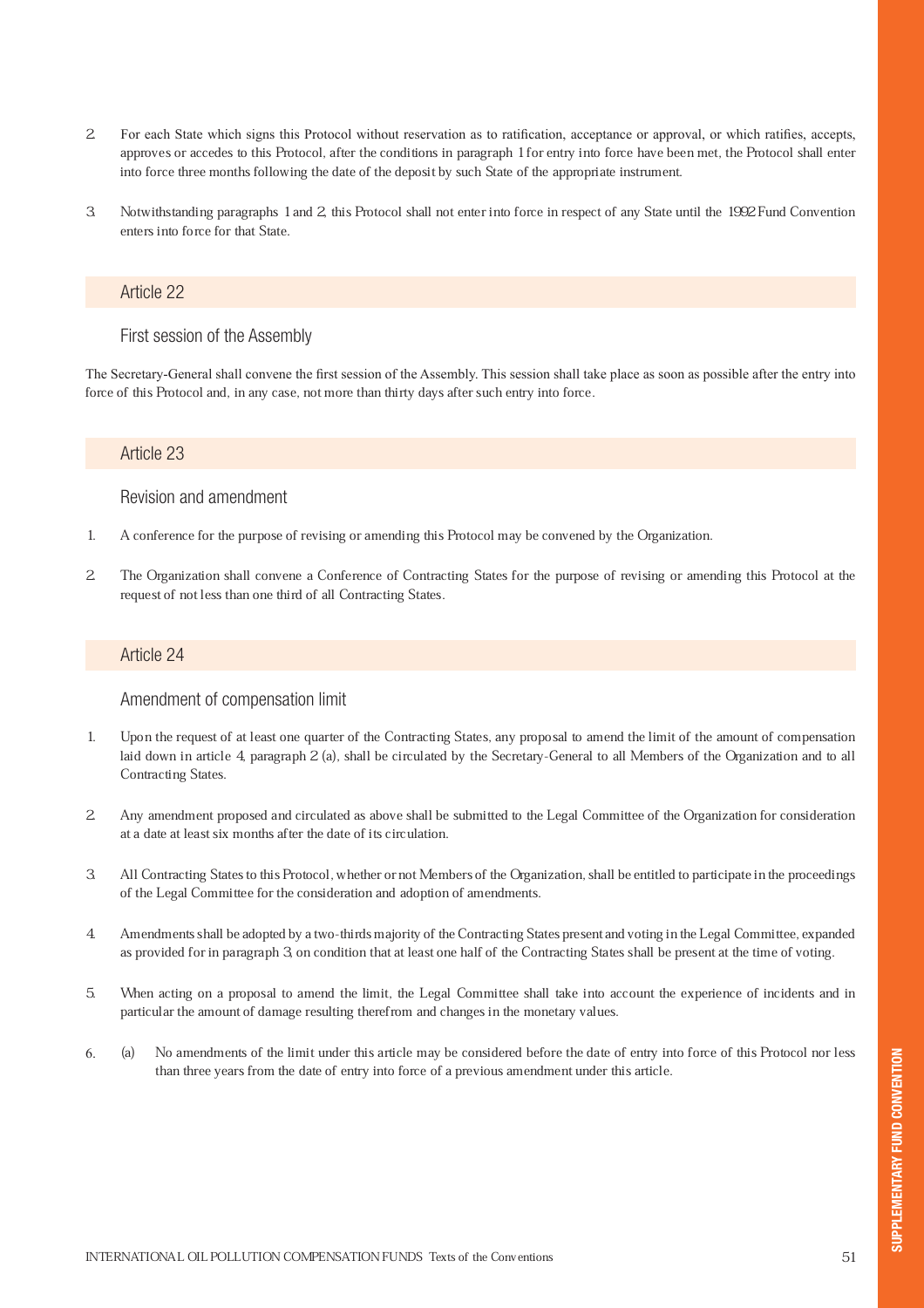2. For each State which signs this Protocol without reservation as to ratification, acceptance or approval, or which ratifies, accepts, approves or accedes to this Protocol, after the conditions in paragraph 1 for entry into force have been met, the Protocol shall enter into force three months following the date of the deposit by such State of the appropriate instrument.

3. Notwithstanding paragraphs 1 and 2, this Protocol shall not enter into force in respect of any State until the 1992 Fund Convention enters into force for that State.

## Article 22

### First session of the Assembly

The Secretary-General shall convene the first session of the Assembly. This session shall take place as soon as possible after the entry into force of this Protocol and, in any case, not more than thirty days after such entry into force.

## Article 23

### Revision and amendment

1. A conference for the purpose of revising or amending this Protocol may be convened by the Organization.

2. The Organization shall convene a Conference of Contracting States for the purpose of revising or amending this Protocol at the request of not less than one third of all Contracting States.

## Article 24

### Amendment of compensation limit

1. Upon the request of at least one quarter of the Contracting States, any proposal to amend the limit of the amount of compensation laid down in article 4, paragraph 2 (a), shall be circulated by the Secretary-General to all Members of the Organization and to all Contracting States.

2. Any amendment proposed and circulated as above shall be submitted to the Legal Committee of the Organization for consideration at a date at least six months after the date of its circulation.

3. All Contracting States to this Protocol, whether or not Members of the Organization, shall be entitled to participate in the proceedings of the Legal Committee for the consideration and adoption of amendments.

4. Amendments shall be adopted by a two-thirds majority of the Contracting States present and voting in the Legal Committee, expanded as provided for in paragraph 3, on condition that at least one half of the Contracting States shall be present at the time of voting.

5. When acting on a proposal to amend the limit, the Legal Committee shall take into account the experience of incidents and in particular the amount of damage resulting therefrom and changes in the monetary values.

6. (a) No amendments of the limit under this article may be considered before the date of entry into force of this Protocol nor less than three years from the date of entry into force of a previous amendment under this article.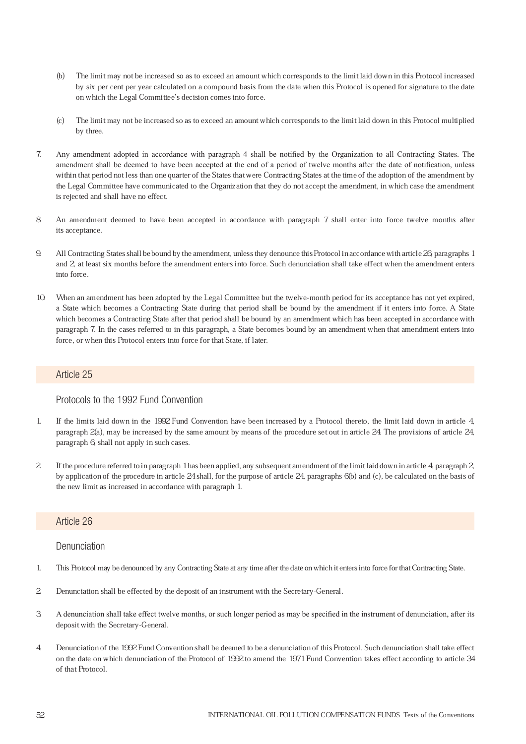(b) The limit may not be increased so as to exceed an amount which corresponds to the limit laid down in this Protocol increased by six per cent per year calculated on a compound basis from the date when this Protocol is opened for signature to the date on which the Legal Committee's decision comes into force.

(c) The limit may not be increased so as to exceed an amount which corresponds to the limit laid down in this Protocol multiplied by three.

7. Any amendment adopted in accordance with paragraph 4 shall be notified by the Organization to all Contracting States. The amendment shall be deemed to have been accepted at the end of a period of twelve months after the date of notification, unless within that period not less than one quarter of the States that were Contracting States at the time of the adoption of the amendment by the Legal Committee have communicated to the Organization that they do not accept the amendment, in which case the amendment is rejected and shall have no effect.

8. An amendment deemed to have been accepted in accordance with paragraph 7 shall enter into force twelve months after its acceptance.

9. All Contracting States shall be bound by the amendment, unless they denounce this Protocol in accordance with article 26, paragraphs 1 and 2, at least six months before the amendment enters into force. Such denunciation shall take effect when the amendment enters into force.

10. When an amendment has been adopted by the Legal Committee but the twelve-month period for its acceptance has not yet expired, a State which becomes a Contracting State during that period shall be bound by the amendment if it enters into force. A State which becomes a Contracting State after that period shall be bound by an amendment which has been accepted in accordance with paragraph 7. In the cases referred to in this paragraph, a State becomes bound by an amendment when that amendment enters into force, or when this Protocol enters into force for that State, if later.

## Article 25

### Protocols to the 1992 Fund Convention

1. If the limits laid down in the 1992 Fund Convention have been increased by a Protocol thereto, the limit laid down in article 4, paragraph 2(a), may be increased by the same amount by means of the procedure set out in article 24. The provisions of article 24, paragraph 6, shall not apply in such cases.

2. If the procedure referred to in paragraph 1 has been applied, any subsequent amendment of the limit laid down in article 4, paragraph 2, by application of the procedure in article 24 shall, for the purpose of article 24, paragraphs 6(b) and (c), be calculated on the basis of the new limit as increased in accordance with paragraph 1.

## Article 26

### Denunciation

1. This Protocol may be denounced by any Contracting State at any time after the date on which it enters into force for that Contracting State.

2. Denunciation shall be effected by the deposit of an instrument with the Secretary-General.

3. A denunciation shall take effect twelve months, or such longer period as may be specified in the instrument of denunciation, after its deposit with the Secretary-General.

4. Denunciation of the 1992 Fund Convention shall be deemed to be a denunciation of this Protocol. Such denunciation shall take effect on the date on which denunciation of the Protocol of 1992 to amend the 1971 Fund Convention takes effect according to article 34 of that Protocol.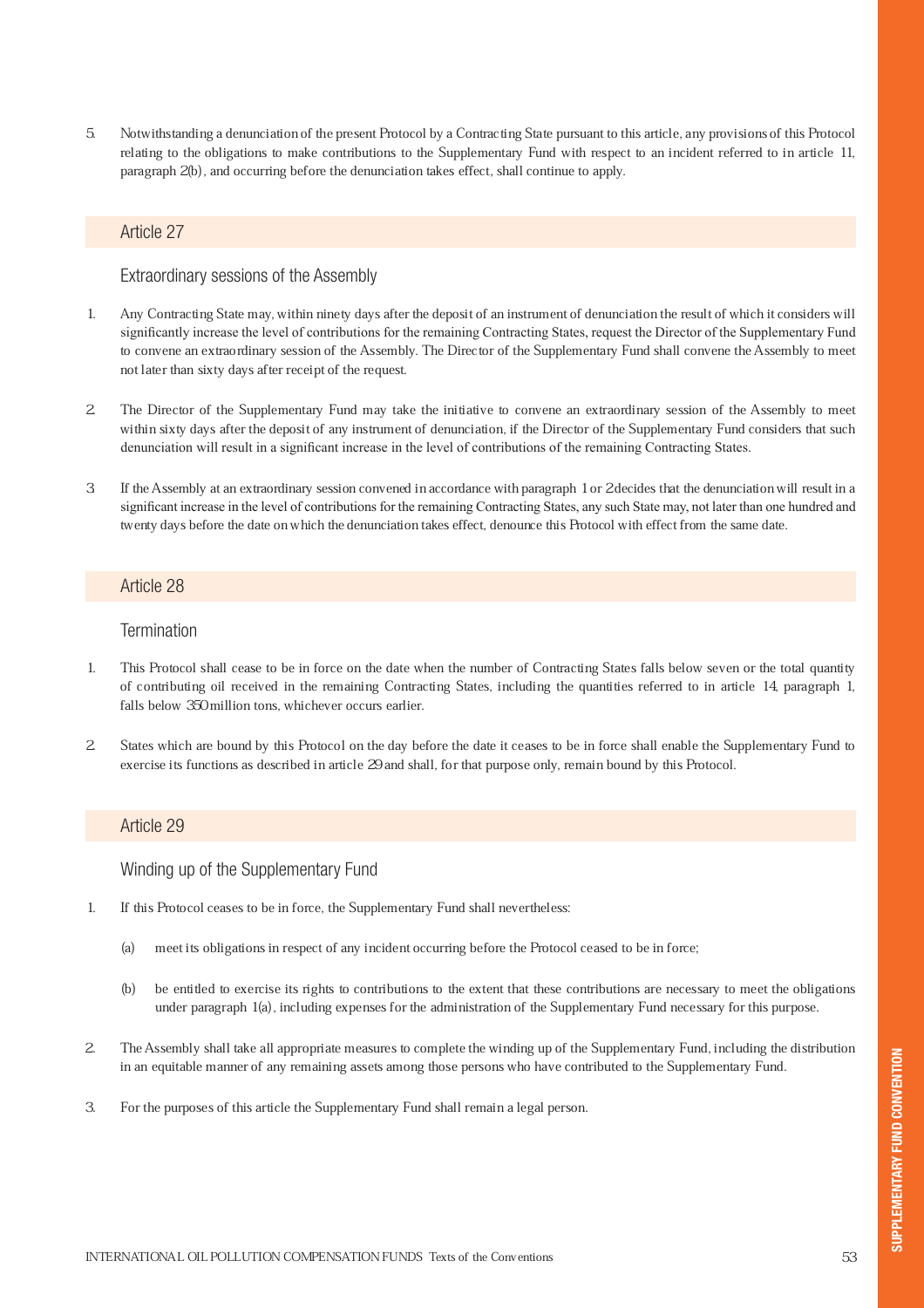5. Notwithstanding a denunciation of the present Protocol by a Contracting State pursuant to this article, any provisions of this Protocol relating to the obligations to make contributions to the Supplementary Fund with respect to an incident referred to in article 11, paragraph 2(b), and occurring before the denunciation takes effect, shall continue to apply.

## Article 27

### Extraordinary sessions of the Assembly

1. Any Contracting State may, within ninety days after the deposit of an instrument of denunciation the result of which it considers will significantly increase the level of contributions for the remaining Contracting States, request the Director of the Supplementary Fund to convene an extraordinary session of the Assembly. The Director of the Supplementary Fund shall convene the Assembly to meet not later than sixty days after receipt of the request.

2. The Director of the Supplementary Fund may take the initiative to convene an extraordinary session of the Assembly to meet within sixty days after the deposit of any instrument of denunciation, if the Director of the Supplementary Fund considers that such denunciation will result in a significant increase in the level of contributions of the remaining Contracting States.

3. If the Assembly at an extraordinary session convened in accordance with paragraph 1 or 2 decides that the denunciation will result in a significant increase in the level of contributions for the remaining Contracting States, any such State may, not later than one hundred and twenty days before the date on which the denunciation takes effect, denounce this Protocol with effect from the same date.

## Article 28

### Termination

1. This Protocol shall cease to be in force on the date when the number of Contracting States falls below seven or the total quantity of contributing oil received in the remaining Contracting States, including the quantities referred to in article 14, paragraph 1, falls below 350 million tons, whichever occurs earlier.

2. States which are bound by this Protocol on the day before the date it ceases to be in force shall enable the Supplementary Fund to exercise its functions as described in article 29 and shall, for that purpose only, remain bound by this Protocol.

## Article 29

### Winding up of the Supplementary Fund

1. If this Protocol ceases to be in force, the Supplementary Fund shall nevertheless:

   (a) meet its obligations in respect of any incident occurring before the Protocol ceased to be in force;

   (b) be entitled to exercise its rights to contributions to the extent that these contributions are necessary to meet the obligations under paragraph 1(a), including expenses for the administration of the Supplementary Fund necessary for this purpose.

2. The Assembly shall take all appropriate measures to complete the winding up of the Supplementary Fund, including the distribution in an equitable manner of any remaining assets among those persons who have contributed to the Supplementary Fund.

3. For the purposes of this article the Supplementary Fund shall remain a legal person.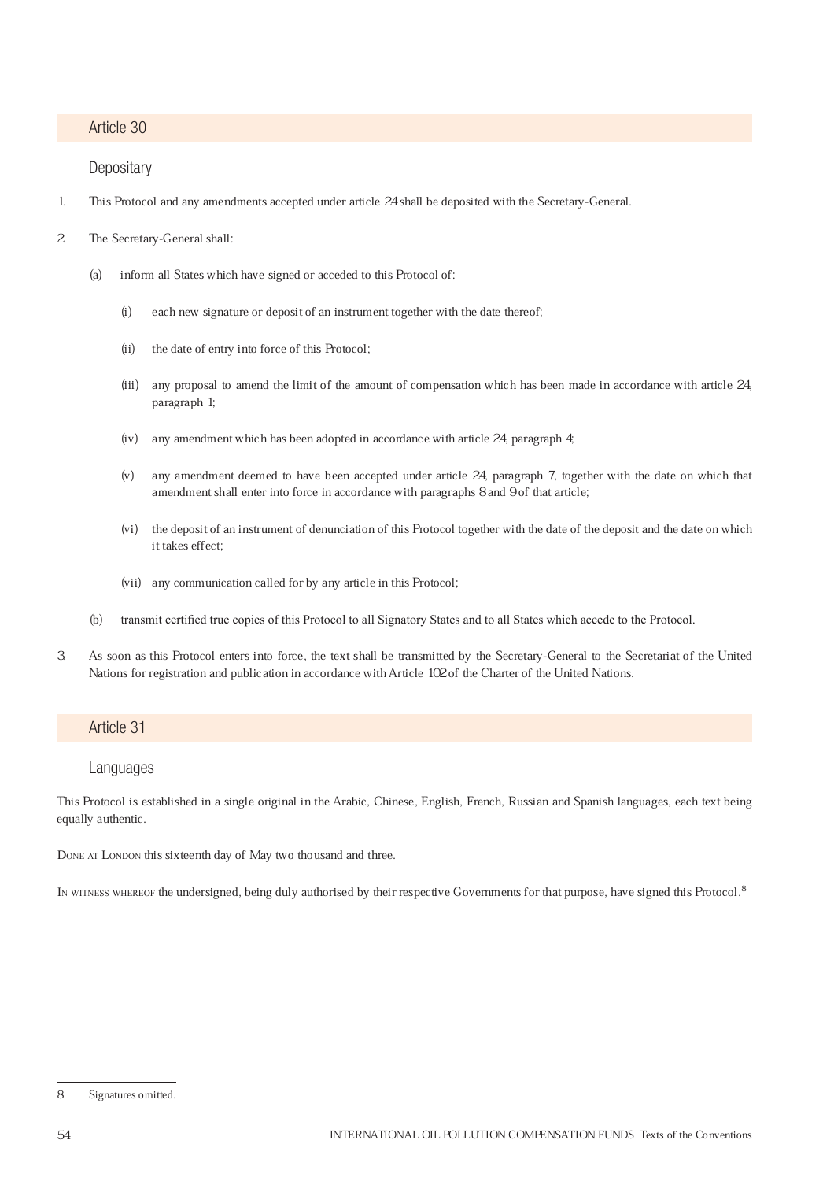## Article 30

### Depositary

1. This Protocol and any amendments accepted under article 24 shall be deposited with the Secretary-General.

2. The Secretary-General shall:

   (a) inform all States which have signed or acceded to this Protocol of:

      (i) each new signature or deposit of an instrument together with the date thereof;

      (ii) the date of entry into force of this Protocol;

      (iii) any proposal to amend the limit of the amount of compensation which has been made in accordance with article 24, paragraph 1;

      (iv) any amendment which has been adopted in accordance with article 24, paragraph 4;

      (v) any amendment deemed to have been accepted under article 24, paragraph 7, together with the date on which that amendment shall enter into force in accordance with paragraphs 8 and 9 of that article;

      (vi) the deposit of an instrument of denunciation of this Protocol together with the date of the deposit and the date on which it takes effect;

      (vii) any communication called for by any article in this Protocol;

   (b) transmit certified true copies of this Protocol to all Signatory States and to all States which accede to the Protocol.

3. As soon as this Protocol enters into force, the text shall be transmitted by the Secretary-General to the Secretariat of the United Nations for registration and publication in accordance with Article 102 of the Charter of the United Nations.

## Article 31

### Languages

This Protocol is established in a single original in the Arabic, Chinese, English, French, Russian and Spanish languages, each text being equally authentic.

Done at London this sixteenth day of May two thousand and three.

In witness whereof the undersigned, being duly authorised by their respective Governments for that purpose, have signed this Protocol.[8]

8 Signatures omitted.